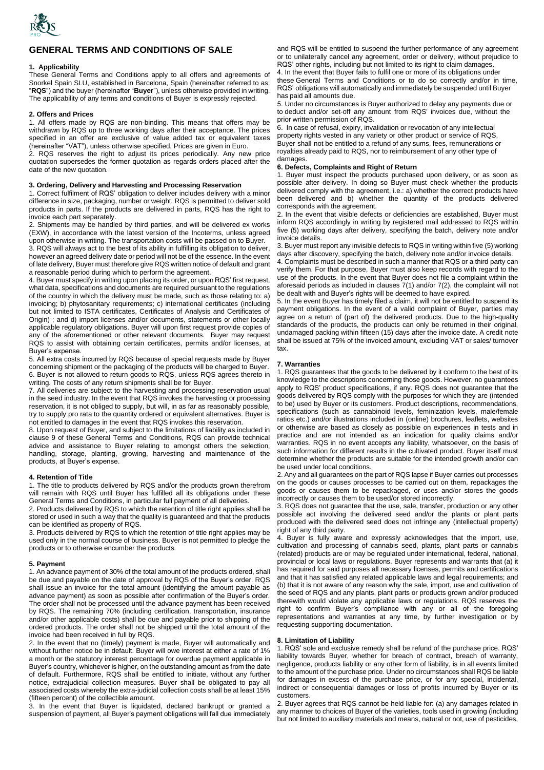# GENERAL TERMS AND CONDITIONS OF SALE

## 1. Applicability

These General Terms and Conditions apply to all offers and agreements of Snorkel Spain SLU, established in Barcelona, Spain (hereinafter referred to as: "**RQS**") and the buyer (hereinafter "**Buyer**"), unless otherwise provided in writing. The applicability of any terms and conditions of Buyer is expressly rejected.

## 2. Offers and Prices

1. All offers made by RQS are non-binding. This means that offers may be withdrawn by RQS up to three working days after their acceptance. The prices specified in an offer are exclusive of value added tax or equivalent taxes (hereinafter "VAT"), unless otherwise specified. Prices are given in Euro.
2. RQS reserves the right to adjust its prices periodically. Any new price quotation supersedes the former quotation as regards orders placed after the date of the new quotation.

## 3. Ordering, Delivery and Harvesting and Processing Reservation

1. Correct fulfilment of RQS' obligation to deliver includes delivery with a minor difference in size, packaging, number or weight. RQS is permitted to deliver sold products in parts. If the products are delivered in parts, RQS has the right to invoice each part separately.
2. Shipments may be handled by third parties, and will be delivered ex works (EXW), in accordance with the latest version of the Incoterms, unless agreed upon otherwise in writing. The transportation costs will be passed on to Buyer.
3. RQS will always act to the best of its ability in fulfilling its obligation to deliver, however an agreed delivery date or period will not be of the essence. In the event of late delivery, Buyer must therefore give RQS written notice of default and grant a reasonable period during which to perform the agreement.
4. Buyer must specify in writing upon placing its order, or upon RQS' first request, what data, specifications and documents are required pursuant to the regulations of the country in which the delivery must be made, such as those relating to: a) invoicing; b) phytosanitary requirements; c) international certificates (including but not limited to ISTA certificates, Certificates of Analysis and Certificates of Origin) ; and d) import licenses and/or documents, statements or other locally applicable regulatory obligations. Buyer will upon first request provide copies of any of the aforementioned or other relevant documents. Buyer may request RQS to assist with obtaining certain certificates, permits and/or licenses, at Buyer's expense.
5. All extra costs incurred by RQS because of special requests made by Buyer concerning shipment or the packaging of the products will be charged to Buyer.
6. Buyer is not allowed to return goods to RQS, unless RQS agrees thereto in writing. The costs of any return shipments shall be for Buyer.
7. All deliveries are subject to the harvesting and processing reservation usual in the seed industry. In the event that RQS invokes the harvesting or processing reservation, it is not obliged to supply, but will, in as far as reasonably possible, try to supply pro rata to the quantity ordered or equivalent alternatives. Buyer is not entitled to damages in the event that RQS invokes this reservation.
8. Upon request of Buyer, and subject to the limitations of liability as included in clause 9 of these General Terms and Conditions, RQS can provide technical advice and assistance to Buyer relating to amongst others the selection, handling, storage, planting, growing, harvesting and maintenance of the products, at Buyer's expense.

## 4. Retention of Title

1. The title to products delivered by RQS and/or the products grown therefrom will remain with RQS until Buyer has fulfilled all its obligations under these General Terms and Conditions, in particular full payment of all deliveries.
2. Products delivered by RQS to which the retention of title right applies shall be stored or used in such a way that the quality is guaranteed and that the products can be identified as property of RQS.
3. Products delivered by RQS to which the retention of title right applies may be used only in the normal course of business. Buyer is not permitted to pledge the products or to otherwise encumber the products.

## 5. Payment

1. An advance payment of 30% of the total amount of the products ordered, shall be due and payable on the date of approval by RQS of the Buyer's order. RQS shall issue an invoice for the total amount (identifying the amount payable as advance payment) as soon as possible after confirmation of the Buyer's order. The order shall not be processed until the advance payment has been received by RQS. The remaining 70% (including certification, transportation, insurance and/or other applicable costs) shall be due and payable prior to shipping of the ordered products. The order shall not be shipped until the total amount of the invoice had been received in full by RQS.
2. In the event that no (timely) payment is made, Buyer will automatically and without further notice be in default. Buyer will owe interest at either a rate of 1% a month or the statutory interest percentage for overdue payment applicable in Buyer's country, whichever is higher, on the outstanding amount as from the date of default. Furthermore, RQS shall be entitled to initiate, without any further notice, extrajudicial collection measures. Buyer shall be obligated to pay all associated costs whereby the extra-judicial collection costs shall be at least 15% (fifteen percent) of the collectible amount.
3. In the event that Buyer is liquidated, declared bankrupt or granted a suspension of payment, all Buyer's payment obligations will fall due immediately and RQS will be entitled to suspend the further performance of any agreement or to unilaterally cancel any agreement, order or delivery, without prejudice to RQS' other rights, including but not limited to its right to claim damages.
4. In the event that Buyer fails to fulfil one or more of its obligations under these General Terms and Conditions or to do so correctly and/or in time, RQS' obligations will automatically and immediately be suspended until Buyer has paid all amounts due.
5. Under no circumstances is Buyer authorized to delay any payments due or to deduct and/or set-off any amount from RQS' invoices due, without the prior written permission of RQS.
6. In case of refusal, expiry, invalidation or revocation of any intellectual property rights vested in any variety or other product or service of RQS, Buyer shall not be entitled to a refund of any sums, fees, remunerations or royalties already paid to RQS, nor to reimbursement of any other type of damages.

## 6. Defects, Complaints and Right of Return

1. Buyer must inspect the products purchased upon delivery, or as soon as possible after delivery. In doing so Buyer must check whether the products delivered comply with the agreement, i.e.: a) whether the correct products have been delivered and b) whether the quantity of the products delivered corresponds with the agreement.
2. In the event that visible defects or deficiencies are established, Buyer must inform RQS accordingly in writing by registered mail addressed to RQS within five (5) working days after delivery, specifying the batch, delivery note and/or invoice details.
3. Buyer must report any invisible defects to RQS in writing within five (5) working days after discovery, specifying the batch, delivery note and/or invoice details.
4. Complaints must be described in such a manner that RQS or a third party can verify them. For that purpose, Buyer must also keep records with regard to the use of the products. In the event that Buyer does not file a complaint within the aforesaid periods as included in clauses 7(1) and/or 7(2), the complaint will not be dealt with and Buyer's rights will be deemed to have expired.
5. In the event Buyer has timely filed a claim, it will not be entitled to suspend its payment obligations. In the event of a valid complaint of Buyer, parties may agree on a return of (part of) the delivered products. Due to the high-quality standards of the products, the products can only be returned in their original, undamaged packing within fifteen (15) days after the invoice date. A credit note shall be issued at 75% of the invoiced amount, excluding VAT or sales/ turnover tax.

## 7. Warranties

1. RQS guarantees that the goods to be delivered by it conform to the best of its knowledge to the descriptions concerning those goods. However, no guarantees apply to RQS' product specifications, if any. RQS does not guarantee that the goods delivered by RQS comply with the purposes for which they are (intended to be) used by Buyer or its customers. Product descriptions, recommendations, specifications (such as cannabinoid levels, feminization levels, male/female ratios etc.) and/or illustrations included in (online) brochures, leaflets, websites or otherwise are based as closely as possible on experiences in tests and in practice and are not intended as an indication for quality claims and/or warranties. RQS in no event accepts any liability, whatsoever, on the basis of such information for different results in the cultivated product. Buyer itself must determine whether the products are suitable for the intended growth and/or can be used under local conditions.
2. Any and all guarantees on the part of RQS lapse if Buyer carries out processes on the goods or causes processes to be carried out on them, repackages the goods or causes them to be repackaged, or uses and/or stores the goods incorrectly or causes them to be used/or stored incorrectly.
3. RQS does not guarantee that the use, sale, transfer, production or any other possible act involving the delivered seed and/or the plants or plant parts produced with the delivered seed does not infringe any (intellectual property) right of any third party.
4. Buyer is fully aware and expressly acknowledges that the import, use, cultivation and processing of cannabis seed, plants, plant parts or cannabis (related) products are or may be regulated under international, federal, national, provincial or local laws or regulations. Buyer represents and warrants that (a) it has required for said purposes all necessary licenses, permits and certifications and that it has satisfied any related applicable laws and legal requirements; and (b) that it is not aware of any reason why the sale, import, use and cultivation of the seed of RQS and any plants, plant parts or products grown and/or produced therewith would violate any applicable laws or regulations. RQS reserves the right to confirm Buyer's compliance with any or all of the foregoing representations and warranties at any time, by further investigation or by requesting supporting documentation.

## 8. Limitation of Liability

1. RQS' sole and exclusive remedy shall be refund of the purchase price. RQS' liability towards Buyer, whether for breach of contract, breach of warranty, negligence, products liability or any other form of liability, is in all events limited to the amount of the purchase price. Under no circumstances shall RQS be liable for damages in excess of the purchase price, or for any special, incidental, indirect or consequential damages or loss of profits incurred by Buyer or its customers.
2. Buyer agrees that RQS cannot be held liable for: (a) any damages related in any manner to choices of Buyer of the varieties, tools used in growing (including but not limited to auxiliary materials and means, natural or not, use of pesticides,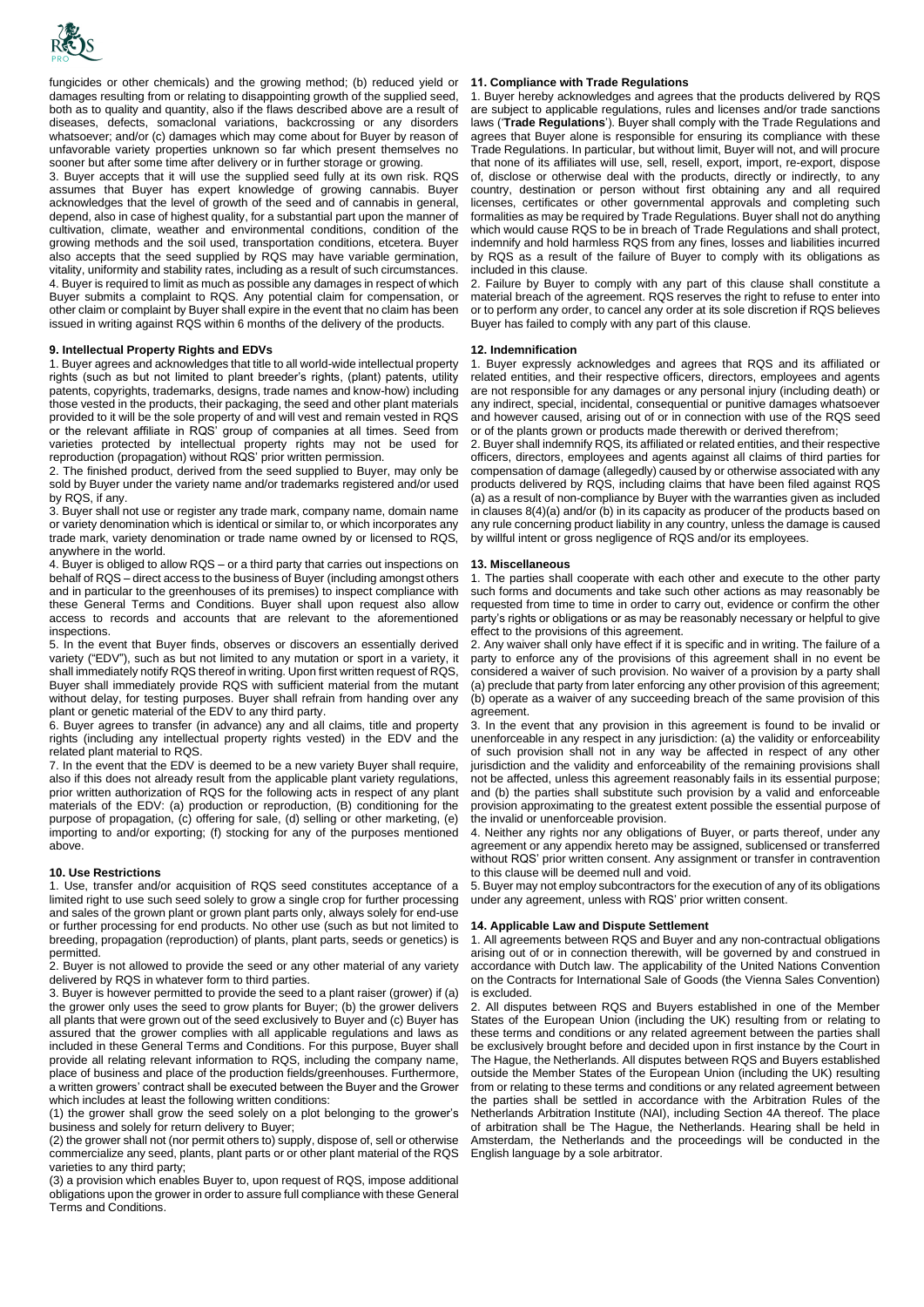fungicides or other chemicals) and the growing method; (b) reduced yield or damages resulting from or relating to disappointing growth of the supplied seed, both as to quality and quantity, also if the flaws described above are a result of diseases, defects, somaclonal variations, backcrossing or any disorders whatsoever; and/or (c) damages which may come about for Buyer by reason of unfavorable variety properties unknown so far which present themselves no sooner but after some time after delivery or in further storage or growing.

3. Buyer accepts that it will use the supplied seed fully at its own risk. RQS assumes that Buyer has expert knowledge of growing cannabis. Buyer acknowledges that the level of growth of the seed and of cannabis in general, depend, also in case of highest quality, for a substantial part upon the manner of cultivation, climate, weather and environmental conditions, condition of the growing methods and the soil used, transportation conditions, etcetera. Buyer also accepts that the seed supplied by RQS may have variable germination, vitality, uniformity and stability rates, including as a result of such circumstances.

4. Buyer is required to limit as much as possible any damages in respect of which Buyer submits a complaint to RQS. Any potential claim for compensation, or other claim or complaint by Buyer shall expire in the event that no claim has been issued in writing against RQS within 6 months of the delivery of the products.

## 9. Intellectual Property Rights and EDVs

1. Buyer agrees and acknowledges that title to all world-wide intellectual property rights (such as but not limited to plant breeder's rights, (plant) patents, utility patents, copyrights, trademarks, designs, trade names and know-how) including those vested in the products, their packaging, the seed and other plant materials provided to it will be the sole property of and will vest and remain vested in RQS or the relevant affiliate in RQS' group of companies at all times. Seed from varieties protected by intellectual property rights may not be used for reproduction (propagation) without RQS' prior written permission.

2. The finished product, derived from the seed supplied to Buyer, may only be sold by Buyer under the variety name and/or trademarks registered and/or used by RQS, if any.

3. Buyer shall not use or register any trade mark, company name, domain name or variety denomination which is identical or similar to, or which incorporates any trade mark, variety denomination or trade name owned by or licensed to RQS, anywhere in the world.

4. Buyer is obliged to allow RQS – or a third party that carries out inspections on behalf of RQS – direct access to the business of Buyer (including amongst others and in particular to the greenhouses of its premises) to inspect compliance with these General Terms and Conditions. Buyer shall upon request also allow access to records and accounts that are relevant to the aforementioned inspections.

5. In the event that Buyer finds, observes or discovers an essentially derived variety ("EDV"), such as but not limited to any mutation or sport in a variety, it shall immediately notify RQS thereof in writing. Upon first written request of RQS, Buyer shall immediately provide RQS with sufficient material from the mutant without delay, for testing purposes. Buyer shall refrain from handing over any plant or genetic material of the EDV to any third party.

6. Buyer agrees to transfer (in advance) any and all claims, title and property rights (including any intellectual property rights vested) in the EDV and the related plant material to RQS.

7. In the event that the EDV is deemed to be a new variety Buyer shall require, also if this does not already result from the applicable plant variety regulations, prior written authorization of RQS for the following acts in respect of any plant materials of the EDV: (a) production or reproduction, (B) conditioning for the purpose of propagation, (c) offering for sale, (d) selling or other marketing, (e) importing to and/or exporting; (f) stocking for any of the purposes mentioned above.

## 10. Use Restrictions

1. Use, transfer and/or acquisition of RQS seed constitutes acceptance of a limited right to use such seed solely to grow a single crop for further processing and sales of the grown plant or grown plant parts only, always solely for end-use or further processing for end products. No other use (such as but not limited to breeding, propagation (reproduction) of plants, plant parts, seeds or genetics) is permitted.

2. Buyer is not allowed to provide the seed or any other material of any variety delivered by RQS in whatever form to third parties.

3. Buyer is however permitted to provide the seed to a plant raiser (grower) if (a) the grower only uses the seed to grow plants for Buyer; (b) the grower delivers all plants that were grown out of the seed exclusively to Buyer and (c) Buyer has assured that the grower complies with all applicable regulations and laws as included in these General Terms and Conditions. For this purpose, Buyer shall provide all relating relevant information to RQS, including the company name, place of business and place of the production fields/greenhouses. Furthermore, a written growers' contract shall be executed between the Buyer and the Grower which includes at least the following written conditions:

(1) the grower shall grow the seed solely on a plot belonging to the grower's business and solely for return delivery to Buyer;

(2) the grower shall not (nor permit others to) supply, dispose of, sell or otherwise commercialize any seed, plants, plant parts or or other plant material of the RQS varieties to any third party;

(3) a provision which enables Buyer to, upon request of RQS, impose additional obligations upon the grower in order to assure full compliance with these General Terms and Conditions.

## 11. Compliance with Trade Regulations

1. Buyer hereby acknowledges and agrees that the products delivered by RQS are subject to applicable regulations, rules and licenses and/or trade sanctions laws ('**Trade Regulations**'). Buyer shall comply with the Trade Regulations and agrees that Buyer alone is responsible for ensuring its compliance with these Trade Regulations. In particular, but without limit, Buyer will not, and will procure that none of its affiliates will use, sell, resell, export, import, re-export, dispose of, disclose or otherwise deal with the products, directly or indirectly, to any country, destination or person without first obtaining any and all required licenses, certificates or other governmental approvals and completing such formalities as may be required by Trade Regulations. Buyer shall not do anything which would cause RQS to be in breach of Trade Regulations and shall protect, indemnify and hold harmless RQS from any fines, losses and liabilities incurred by RQS as a result of the failure of Buyer to comply with its obligations as included in this clause.

2. Failure by Buyer to comply with any part of this clause shall constitute a material breach of the agreement. RQS reserves the right to refuse to enter into or to perform any order, to cancel any order at its sole discretion if RQS believes Buyer has failed to comply with any part of this clause.

## 12. Indemnification

1. Buyer expressly acknowledges and agrees that RQS and its affiliated or related entities, and their respective officers, directors, employees and agents are not responsible for any damages or any personal injury (including death) or any indirect, special, incidental, consequential or punitive damages whatsoever and however caused, arising out of or in connection with use of the RQS seed or of the plants grown or products made therewith or derived therefrom;

2. Buyer shall indemnify RQS, its affiliated or related entities, and their respective officers, directors, employees and agents against all claims of third parties for compensation of damage (allegedly) caused by or otherwise associated with any products delivered by RQS, including claims that have been filed against RQS (a) as a result of non-compliance by Buyer with the warranties given as included in clauses 8(4)(a) and/or (b) in its capacity as producer of the products based on any rule concerning product liability in any country, unless the damage is caused by willful intent or gross negligence of RQS and/or its employees.

## 13. Miscellaneous

1. The parties shall cooperate with each other and execute to the other party such forms and documents and take such other actions as may reasonably be requested from time to time in order to carry out, evidence or confirm the other party's rights or obligations or as may be reasonably necessary or helpful to give effect to the provisions of this agreement.

2. Any waiver shall only have effect if it is specific and in writing. The failure of a party to enforce any of the provisions of this agreement shall in no event be considered a waiver of such provision. No waiver of a provision by a party shall (a) preclude that party from later enforcing any other provision of this agreement; (b) operate as a waiver of any succeeding breach of the same provision of this agreement.

3. In the event that any provision in this agreement is found to be invalid or unenforceable in any respect in any jurisdiction: (a) the validity or enforceability of such provision shall not in any way be affected in respect of any other jurisdiction and the validity and enforceability of the remaining provisions shall not be affected, unless this agreement reasonably fails in its essential purpose; and (b) the parties shall substitute such provision by a valid and enforceable provision approximating to the greatest extent possible the essential purpose of the invalid or unenforceable provision.

4. Neither any rights nor any obligations of Buyer, or parts thereof, under any agreement or any appendix hereto may be assigned, sublicensed or transferred without RQS' prior written consent. Any assignment or transfer in contravention to this clause will be deemed null and void.

5. Buyer may not employ subcontractors for the execution of any of its obligations under any agreement, unless with RQS' prior written consent.

## 14. Applicable Law and Dispute Settlement

1. All agreements between RQS and Buyer and any non-contractual obligations arising out of or in connection therewith, will be governed by and construed in accordance with Dutch law. The applicability of the United Nations Convention on the Contracts for International Sale of Goods (the Vienna Sales Convention) is excluded.

2. All disputes between RQS and Buyers established in one of the Member States of the European Union (including the UK) resulting from or relating to these terms and conditions or any related agreement between the parties shall be exclusively brought before and decided upon in first instance by the Court in The Hague, the Netherlands. All disputes between RQS and Buyers established outside the Member States of the European Union (including the UK) resulting from or relating to these terms and conditions or any related agreement between the parties shall be settled in accordance with the Arbitration Rules of the Netherlands Arbitration Institute (NAI), including Section 4A thereof. The place of arbitration shall be The Hague, the Netherlands. Hearing shall be held in Amsterdam, the Netherlands and the proceedings will be conducted in the English language by a sole arbitrator.